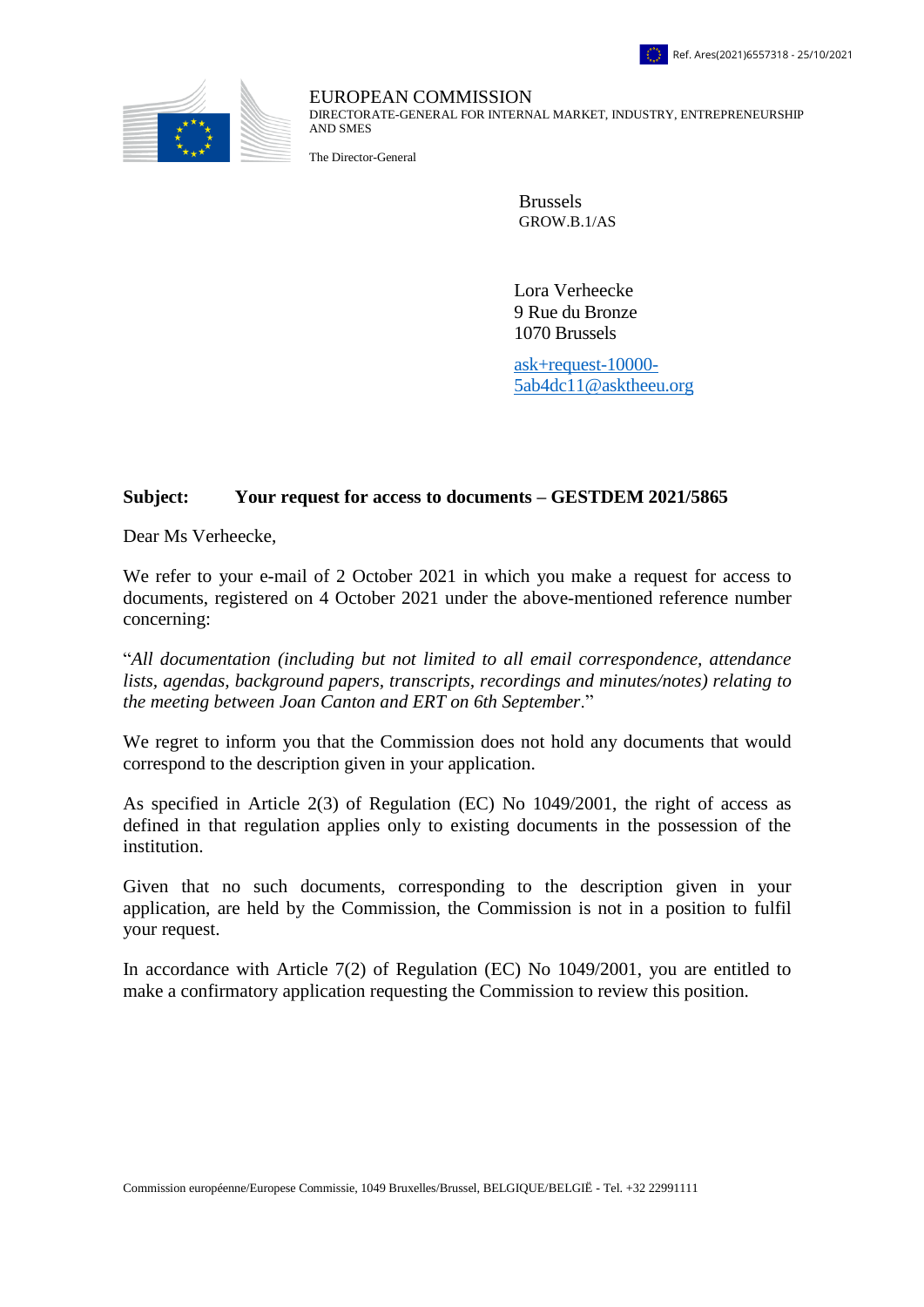Ref. Ares(2021)6557318 - 25/10/2021

EUROPEAN COMMISSION
DIRECTORATE-GENERAL FOR INTERNAL MARKET, INDUSTRY, ENTREPRENEURSHIP AND SMES

The Director-General

Brussels
GROW.B.1/AS

Lora Verheecke
9 Rue du Bronze
1070 Brussels

ask+request-10000-5ab4dc11@asktheeu.org

**Subject: Your request for access to documents – GESTDEM 2021/5865**

Dear Ms Verheecke,

We refer to your e-mail of 2 October 2021 in which you make a request for access to documents, registered on 4 October 2021 under the above-mentioned reference number concerning:

"*All documentation (including but not limited to all email correspondence, attendance lists, agendas, background papers, transcripts, recordings and minutes/notes) relating to the meeting between Joan Canton and ERT on 6th September*."

We regret to inform you that the Commission does not hold any documents that would correspond to the description given in your application.

As specified in Article 2(3) of Regulation (EC) No 1049/2001, the right of access as defined in that regulation applies only to existing documents in the possession of the institution.

Given that no such documents, corresponding to the description given in your application, are held by the Commission, the Commission is not in a position to fulfil your request.

In accordance with Article 7(2) of Regulation (EC) No 1049/2001, you are entitled to make a confirmatory application requesting the Commission to review this position.

Commission européenne/Europese Commissie, 1049 Bruxelles/Brussel, BELGIQUE/BELGIË - Tel. +32 22991111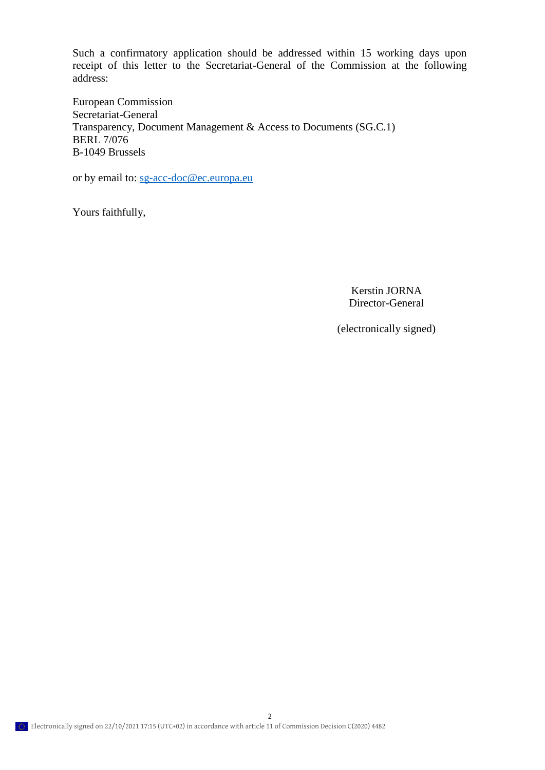Such a confirmatory application should be addressed within 15 working days upon receipt of this letter to the Secretariat-General of the Commission at the following address:

European Commission
Secretariat-General
Transparency, Document Management & Access to Documents (SG.C.1)
BERL 7/076
B-1049 Brussels

or by email to: sg-acc-doc@ec.europa.eu

Yours faithfully,

Kerstin JORNA
Director-General

(electronically signed)

Electronically signed on 22/10/2021 17:15 (UTC+02) in accordance with article 11 of Commission Decision C(2020) 4482